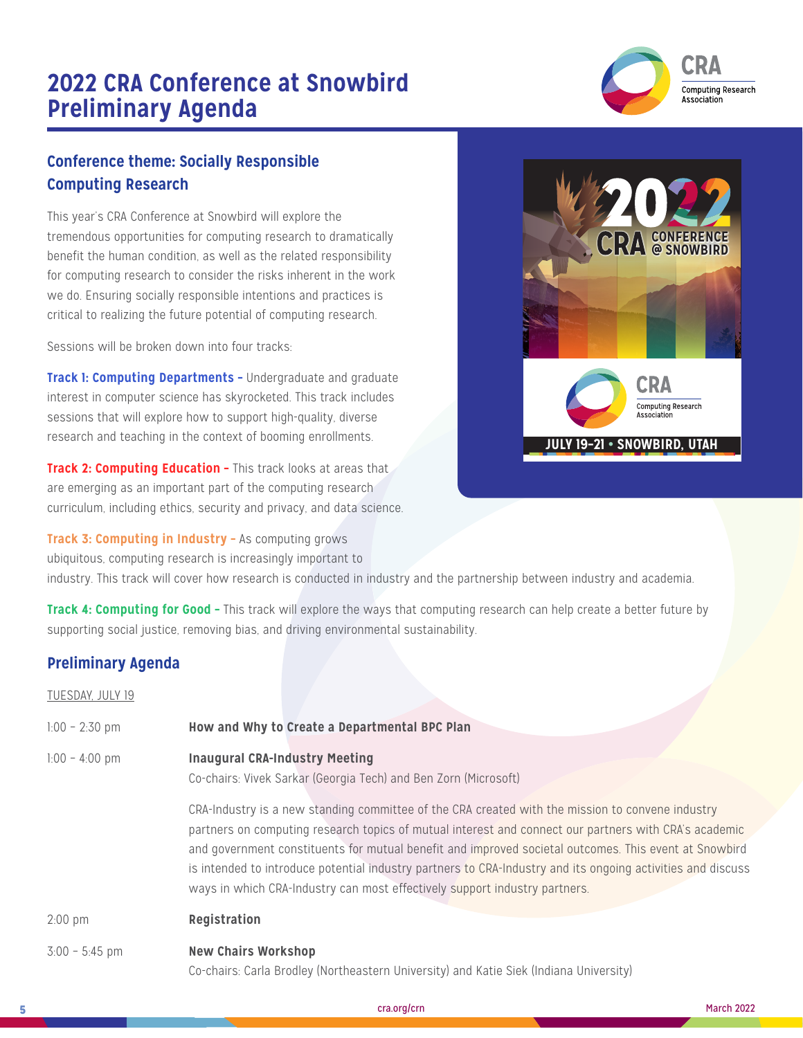# 2022 CRA Conference at Snowbird Preliminary Agenda

## Conference theme: Socially Responsible Computing Research

This year's CRA Conference at Snowbird will explore the tremendous opportunities for computing research to dramatically benefit the human condition, as well as the related responsibility for computing research to consider the risks inherent in the work we do. Ensuring socially responsible intentions and practices is critical to realizing the future potential of computing research.

Sessions will be broken down into four tracks:

**Track 1: Computing Departments –** Undergraduate and graduate interest in computer science has skyrocketed. This track includes sessions that will explore how to support high-quality, diverse research and teaching in the context of booming enrollments.

**Track 2: Computing Education –** This track looks at areas that are emerging as an important part of the computing research curriculum, including ethics, security and privacy, and data science.

**Track 3: Computing in Industry –** As computing grows ubiquitous, computing research is increasingly important to industry. This track will cover how research is conducted in industry and the partnership between industry and academia.

**Track 4: Computing for Good –** This track will explore the ways that computing research can help create a better future by supporting social justice, removing bias, and driving environmental sustainability.

## Preliminary Agenda

TUESDAY, JULY 19

1:00 – 2:30 pm **How and Why to Create a Departmental BPC Plan**

1:00 – 4:00 pm **Inaugural CRA-Industry Meeting**
Co-chairs: Vivek Sarkar (Georgia Tech) and Ben Zorn (Microsoft)

CRA-Industry is a new standing committee of the CRA created with the mission to convene industry partners on computing research topics of mutual interest and connect our partners with CRA's academic and government constituents for mutual benefit and improved societal outcomes. This event at Snowbird is intended to introduce potential industry partners to CRA-Industry and its ongoing activities and discuss ways in which CRA-Industry can most effectively support industry partners.

2:00 pm **Registration**

3:00 – 5:45 pm **New Chairs Workshop**
Co-chairs: Carla Brodley (Northeastern University) and Katie Siek (Indiana University)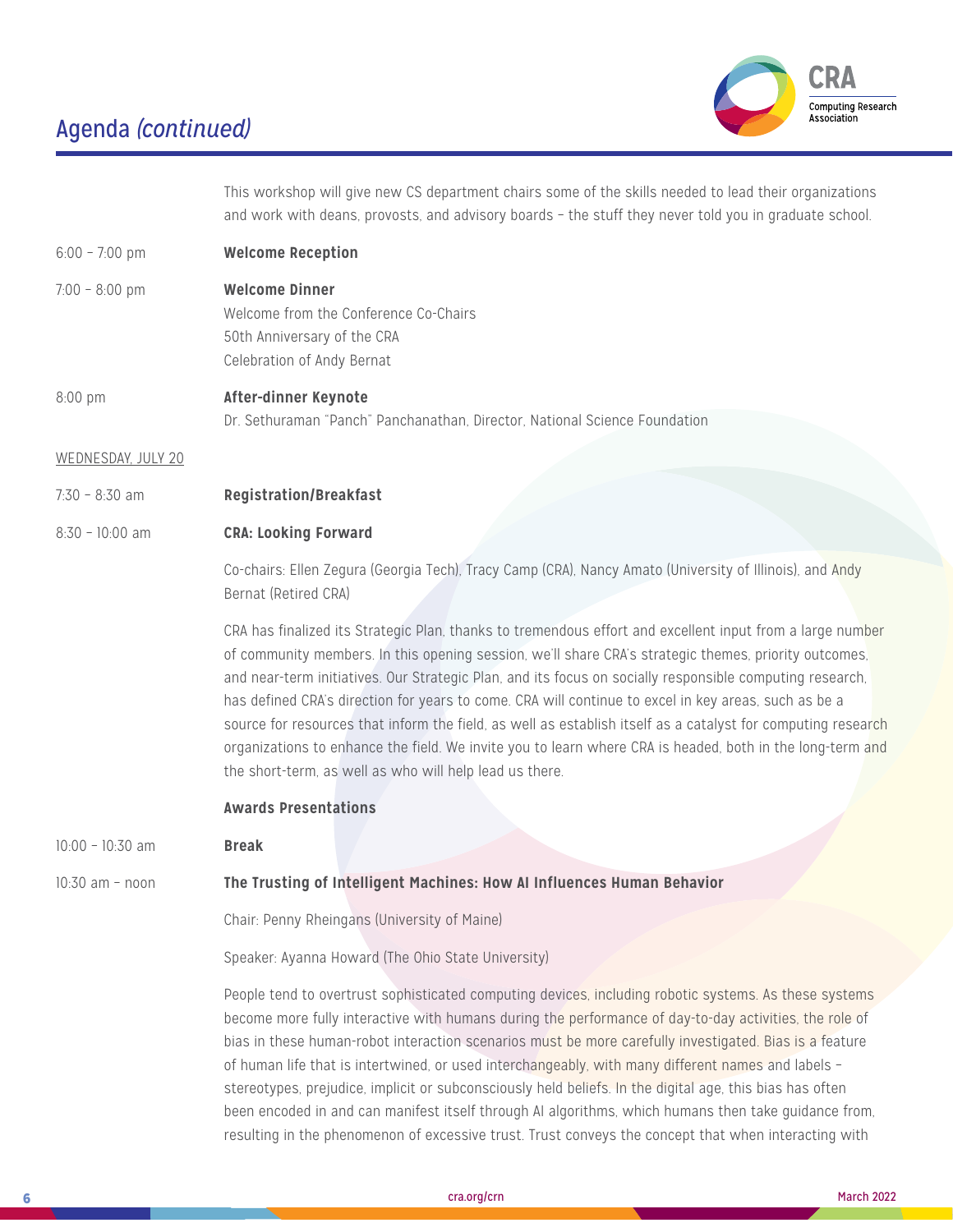## Agenda *(continued)*

This workshop will give new CS department chairs some of the skills needed to lead their organizations and work with deans, provosts, and advisory boards – the stuff they never told you in graduate school.

6:00 – 7:00 pm **Welcome Reception**

7:00 – 8:00 pm **Welcome Dinner**

Welcome from the Conference Co-Chairs
50th Anniversary of the CRA
Celebration of Andy Bernat

8:00 pm **After-dinner Keynote**

Dr. Sethuraman "Panch" Panchanathan, Director, National Science Foundation

WEDNESDAY, JULY 20

7:30 – 8:30 am **Registration/Breakfast**

8:30 – 10:00 am **CRA: Looking Forward**

Co-chairs: Ellen Zegura (Georgia Tech), Tracy Camp (CRA), Nancy Amato (University of Illinois), and Andy Bernat (Retired CRA)

CRA has finalized its Strategic Plan, thanks to tremendous effort and excellent input from a large number of community members. In this opening session, we'll share CRA's strategic themes, priority outcomes, and near-term initiatives. Our Strategic Plan, and its focus on socially responsible computing research, has defined CRA's direction for years to come. CRA will continue to excel in key areas, such as be a source for resources that inform the field, as well as establish itself as a catalyst for computing research organizations to enhance the field. We invite you to learn where CRA is headed, both in the long-term and the short-term, as well as who will help lead us there.

**Awards Presentations**

10:00 – 10:30 am **Break**

10:30 am – noon **The Trusting of Intelligent Machines: How AI Influences Human Behavior**

Chair: Penny Rheingans (University of Maine)

Speaker: Ayanna Howard (The Ohio State University)

People tend to overtrust sophisticated computing devices, including robotic systems. As these systems become more fully interactive with humans during the performance of day-to-day activities, the role of bias in these human-robot interaction scenarios must be more carefully investigated. Bias is a feature of human life that is intertwined, or used interchangeably, with many different names and labels – stereotypes, prejudice, implicit or subconsciously held beliefs. In the digital age, this bias has often been encoded in and can manifest itself through AI algorithms, which humans then take guidance from, resulting in the phenomenon of excessive trust. Trust conveys the concept that when interacting with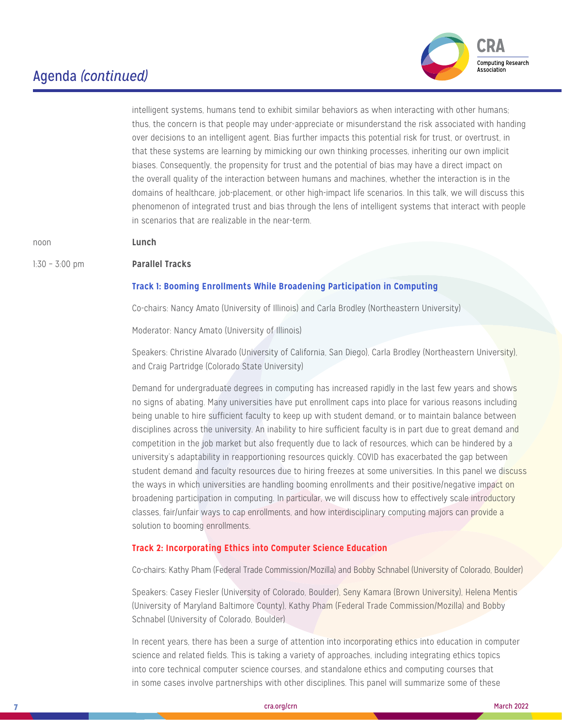## Agenda *(continued)*

intelligent systems, humans tend to exhibit similar behaviors as when interacting with other humans; thus, the concern is that people may under-appreciate or misunderstand the risk associated with handing over decisions to an intelligent agent. Bias further impacts this potential risk for trust, or overtrust, in that these systems are learning by mimicking our own thinking processes, inheriting our own implicit biases. Consequently, the propensity for trust and the potential of bias may have a direct impact on the overall quality of the interaction between humans and machines, whether the interaction is in the domains of healthcare, job-placement, or other high-impact life scenarios. In this talk, we will discuss this phenomenon of integrated trust and bias through the lens of intelligent systems that interact with people in scenarios that are realizable in the near-term.

noon **Lunch**

1:30 – 3:00 pm **Parallel Tracks**

**Track 1: Booming Enrollments While Broadening Participation in Computing**

Co-chairs: Nancy Amato (University of Illinois) and Carla Brodley (Northeastern University)

Moderator: Nancy Amato (University of Illinois)

Speakers: Christine Alvarado (University of California, San Diego), Carla Brodley (Northeastern University), and Craig Partridge (Colorado State University)

Demand for undergraduate degrees in computing has increased rapidly in the last few years and shows no signs of abating. Many universities have put enrollment caps into place for various reasons including being unable to hire sufficient faculty to keep up with student demand, or to maintain balance between disciplines across the university. An inability to hire sufficient faculty is in part due to great demand and competition in the job market but also frequently due to lack of resources, which can be hindered by a university's adaptability in reapportioning resources quickly. COVID has exacerbated the gap between student demand and faculty resources due to hiring freezes at some universities. In this panel we discuss the ways in which universities are handling booming enrollments and their positive/negative impact on broadening participation in computing. In particular, we will discuss how to effectively scale introductory classes, fair/unfair ways to cap enrollments, and how interdisciplinary computing majors can provide a solution to booming enrollments.

**Track 2: Incorporating Ethics into Computer Science Education**

Co-chairs: Kathy Pham (Federal Trade Commission/Mozilla) and Bobby Schnabel (University of Colorado, Boulder)

Speakers: Casey Fiesler (University of Colorado, Boulder), Seny Kamara (Brown University), Helena Mentis (University of Maryland Baltimore County), Kathy Pham (Federal Trade Commission/Mozilla) and Bobby Schnabel (University of Colorado, Boulder)

In recent years, there has been a surge of attention into incorporating ethics into education in computer science and related fields. This is taking a variety of approaches, including integrating ethics topics into core technical computer science courses, and standalone ethics and computing courses that in some cases involve partnerships with other disciplines. This panel will summarize some of these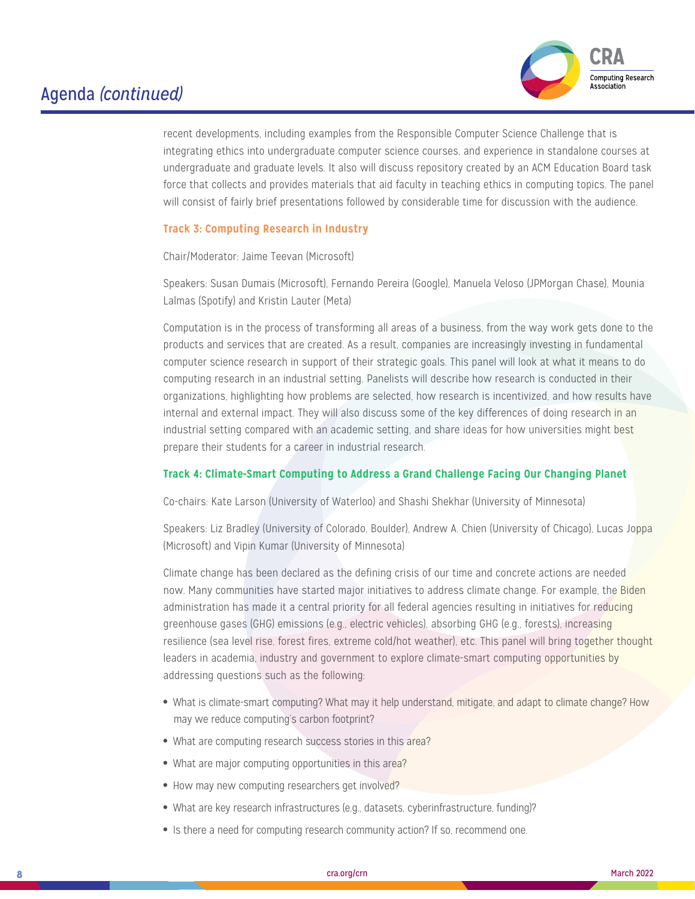recent developments, including examples from the Responsible Computer Science Challenge that is integrating ethics into undergraduate computer science courses, and experience in standalone courses at undergraduate and graduate levels. It also will discuss repository created by an ACM Education Board task force that collects and provides materials that aid faculty in teaching ethics in computing topics. The panel will consist of fairly brief presentations followed by considerable time for discussion with the audience.

### Track 3: Computing Research in Industry

Chair/Moderator: Jaime Teevan (Microsoft)

Speakers: Susan Dumais (Microsoft), Fernando Pereira (Google), Manuela Veloso (JPMorgan Chase), Mounia Lalmas (Spotify) and Kristin Lauter (Meta)

Computation is in the process of transforming all areas of a business, from the way work gets done to the products and services that are created. As a result, companies are increasingly investing in fundamental computer science research in support of their strategic goals. This panel will look at what it means to do computing research in an industrial setting. Panelists will describe how research is conducted in their organizations, highlighting how problems are selected, how research is incentivized, and how results have internal and external impact. They will also discuss some of the key differences of doing research in an industrial setting compared with an academic setting, and share ideas for how universities might best prepare their students for a career in industrial research.

### Track 4: Climate-Smart Computing to Address a Grand Challenge Facing Our Changing Planet

Co-chairs: Kate Larson (University of Waterloo) and Shashi Shekhar (University of Minnesota)

Speakers: Liz Bradley (University of Colorado, Boulder), Andrew A. Chien (University of Chicago), Lucas Joppa (Microsoft) and Vipin Kumar (University of Minnesota)

Climate change has been declared as the defining crisis of our time and concrete actions are needed now. Many communities have started major initiatives to address climate change. For example, the Biden administration has made it a central priority for all federal agencies resulting in initiatives for reducing greenhouse gases (GHG) emissions (e.g., electric vehicles), absorbing GHG (e.g., forests), increasing resilience (sea level rise, forest fires, extreme cold/hot weather), etc. This panel will bring together thought leaders in academia, industry and government to explore climate-smart computing opportunities by addressing questions such as the following:

- What is climate-smart computing? What may it help understand, mitigate, and adapt to climate change? How may we reduce computing's carbon footprint?
- What are computing research success stories in this area?
- What are major computing opportunities in this area?
- How may new computing researchers get involved?
- What are key research infrastructures (e.g., datasets, cyberinfrastructure, funding)?
- Is there a need for computing research community action? If so, recommend one.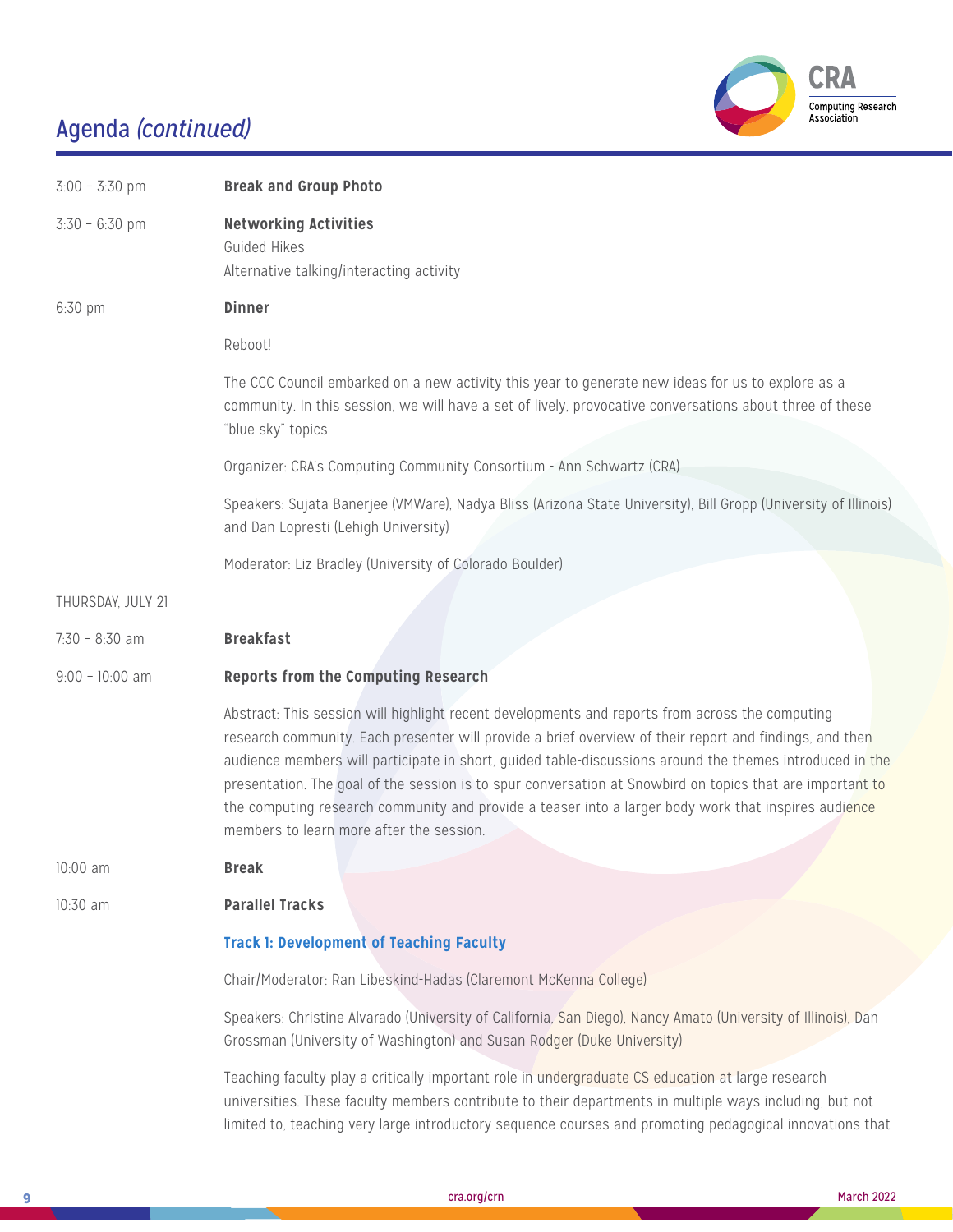## Agenda *(continued)*

3:00 – 3:30 pm **Break and Group Photo**

3:30 – 6:30 pm **Networking Activities**

Guided Hikes

Alternative talking/interacting activity

6:30 pm **Dinner**

Reboot!

The CCC Council embarked on a new activity this year to generate new ideas for us to explore as a community. In this session, we will have a set of lively, provocative conversations about three of these "blue sky" topics.

Organizer: CRA's Computing Community Consortium - Ann Schwartz (CRA)

Speakers: Sujata Banerjee (VMWare), Nadya Bliss (Arizona State University), Bill Gropp (University of Illinois) and Dan Lopresti (Lehigh University)

Moderator: Liz Bradley (University of Colorado Boulder)

THURSDAY, JULY 21

7:30 – 8:30 am **Breakfast**

9:00 – 10:00 am **Reports from the Computing Research**

Abstract: This session will highlight recent developments and reports from across the computing research community. Each presenter will provide a brief overview of their report and findings, and then audience members will participate in short, guided table-discussions around the themes introduced in the presentation. The goal of the session is to spur conversation at Snowbird on topics that are important to the computing research community and provide a teaser into a larger body work that inspires audience members to learn more after the session.

10:00 am **Break**

10:30 am **Parallel Tracks**

**Track 1: Development of Teaching Faculty**

Chair/Moderator: Ran Libeskind-Hadas (Claremont McKenna College)

Speakers: Christine Alvarado (University of California, San Diego), Nancy Amato (University of Illinois), Dan Grossman (University of Washington) and Susan Rodger (Duke University)

Teaching faculty play a critically important role in undergraduate CS education at large research universities. These faculty members contribute to their departments in multiple ways including, but not limited to, teaching very large introductory sequence courses and promoting pedagogical innovations that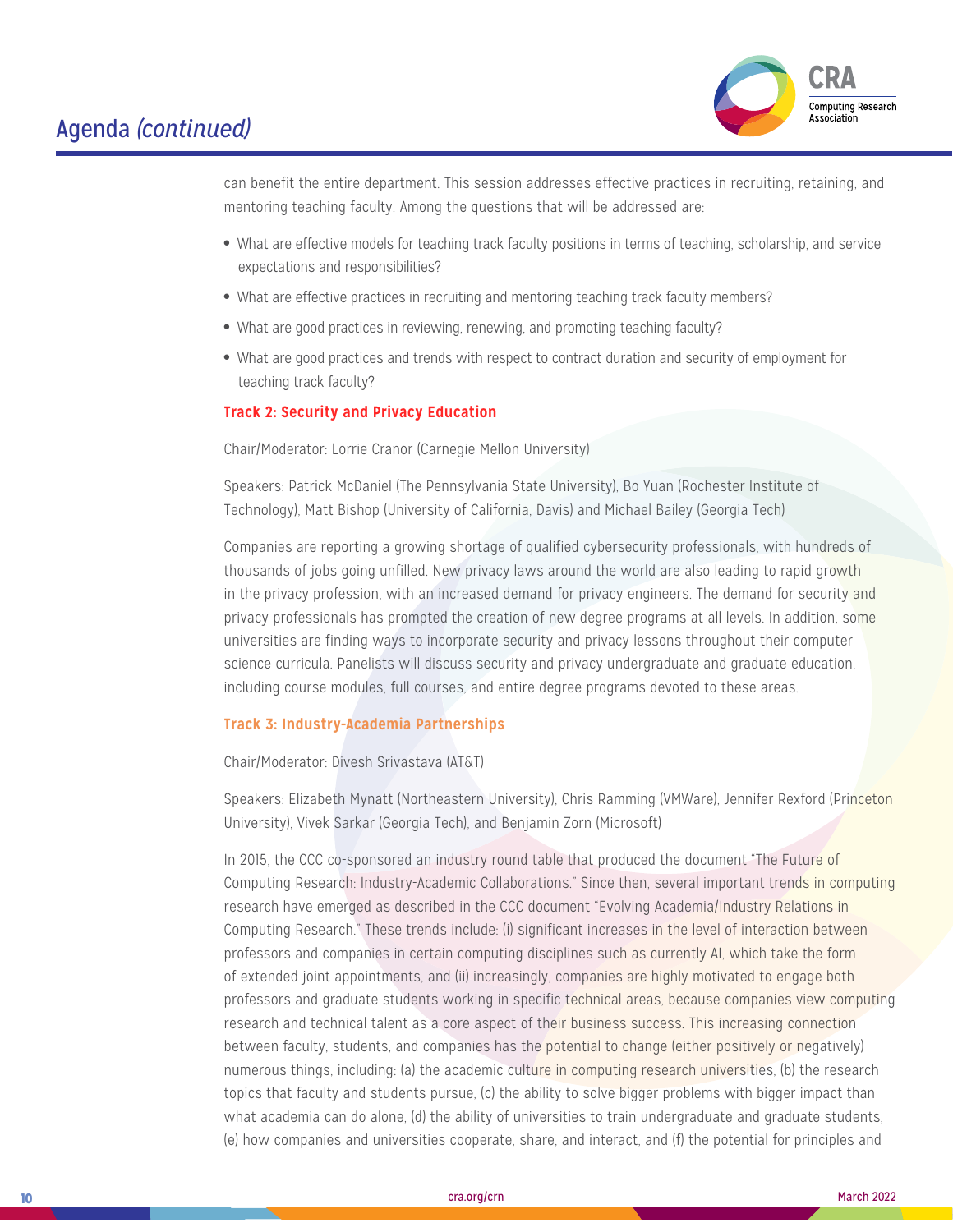can benefit the entire department. This session addresses effective practices in recruiting, retaining, and mentoring teaching faculty. Among the questions that will be addressed are:

- What are effective models for teaching track faculty positions in terms of teaching, scholarship, and service expectations and responsibilities?
- What are effective practices in recruiting and mentoring teaching track faculty members?
- What are good practices in reviewing, renewing, and promoting teaching faculty?
- What are good practices and trends with respect to contract duration and security of employment for teaching track faculty?

### Track 2: Security and Privacy Education

Chair/Moderator: Lorrie Cranor (Carnegie Mellon University)

Speakers: Patrick McDaniel (The Pennsylvania State University), Bo Yuan (Rochester Institute of Technology), Matt Bishop (University of California, Davis) and Michael Bailey (Georgia Tech)

Companies are reporting a growing shortage of qualified cybersecurity professionals, with hundreds of thousands of jobs going unfilled. New privacy laws around the world are also leading to rapid growth in the privacy profession, with an increased demand for privacy engineers. The demand for security and privacy professionals has prompted the creation of new degree programs at all levels. In addition, some universities are finding ways to incorporate security and privacy lessons throughout their computer science curricula. Panelists will discuss security and privacy undergraduate and graduate education, including course modules, full courses, and entire degree programs devoted to these areas.

### Track 3: Industry-Academia Partnerships

Chair/Moderator: Divesh Srivastava (AT&T)

Speakers: Elizabeth Mynatt (Northeastern University), Chris Ramming (VMWare), Jennifer Rexford (Princeton University), Vivek Sarkar (Georgia Tech), and Benjamin Zorn (Microsoft)

In 2015, the CCC co-sponsored an industry round table that produced the document "The Future of Computing Research: Industry-Academic Collaborations." Since then, several important trends in computing research have emerged as described in the CCC document "Evolving Academia/Industry Relations in Computing Research." These trends include: (i) significant increases in the level of interaction between professors and companies in certain computing disciplines such as currently AI, which take the form of extended joint appointments, and (ii) increasingly, companies are highly motivated to engage both professors and graduate students working in specific technical areas, because companies view computing research and technical talent as a core aspect of their business success. This increasing connection between faculty, students, and companies has the potential to change (either positively or negatively) numerous things, including: (a) the academic culture in computing research universities, (b) the research topics that faculty and students pursue, (c) the ability to solve bigger problems with bigger impact than what academia can do alone, (d) the ability of universities to train undergraduate and graduate students, (e) how companies and universities cooperate, share, and interact, and (f) the potential for principles and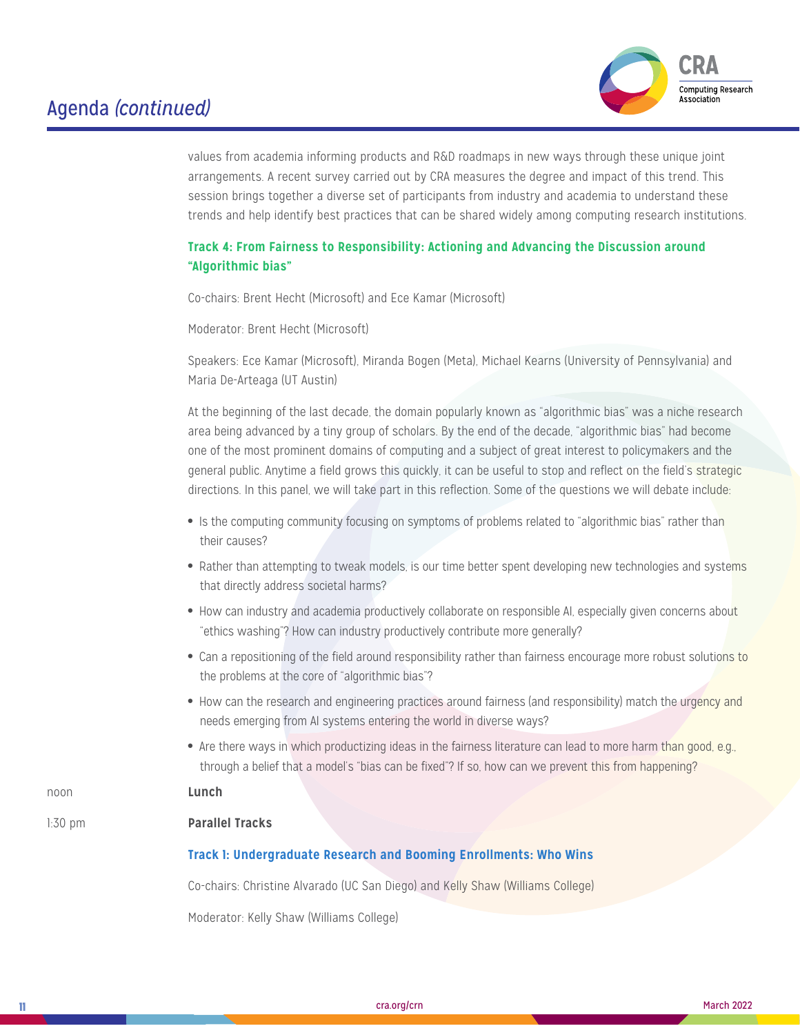values from academia informing products and R&D roadmaps in new ways through these unique joint arrangements. A recent survey carried out by CRA measures the degree and impact of this trend. This session brings together a diverse set of participants from industry and academia to understand these trends and help identify best practices that can be shared widely among computing research institutions.

### Track 4: From Fairness to Responsibility: Actioning and Advancing the Discussion around "Algorithmic bias"

Co-chairs: Brent Hecht (Microsoft) and Ece Kamar (Microsoft)

Moderator: Brent Hecht (Microsoft)

Speakers: Ece Kamar (Microsoft), Miranda Bogen (Meta), Michael Kearns (University of Pennsylvania) and Maria De-Arteaga (UT Austin)

At the beginning of the last decade, the domain popularly known as "algorithmic bias" was a niche research area being advanced by a tiny group of scholars. By the end of the decade, "algorithmic bias" had become one of the most prominent domains of computing and a subject of great interest to policymakers and the general public. Anytime a field grows this quickly, it can be useful to stop and reflect on the field's strategic directions. In this panel, we will take part in this reflection. Some of the questions we will debate include:

- Is the computing community focusing on symptoms of problems related to "algorithmic bias" rather than their causes?
- Rather than attempting to tweak models, is our time better spent developing new technologies and systems that directly address societal harms?
- How can industry and academia productively collaborate on responsible AI, especially given concerns about "ethics washing"? How can industry productively contribute more generally?
- Can a repositioning of the field around responsibility rather than fairness encourage more robust solutions to the problems at the core of "algorithmic bias"?
- How can the research and engineering practices around fairness (and responsibility) match the urgency and needs emerging from AI systems entering the world in diverse ways?
- Are there ways in which productizing ideas in the fairness literature can lead to more harm than good, e.g., through a belief that a model's "bias can be fixed"? If so, how can we prevent this from happening?

noon **Lunch**

1:30 pm **Parallel Tracks**

### Track 1: Undergraduate Research and Booming Enrollments: Who Wins

Co-chairs: Christine Alvarado (UC San Diego) and Kelly Shaw (Williams College)

Moderator: Kelly Shaw (Williams College)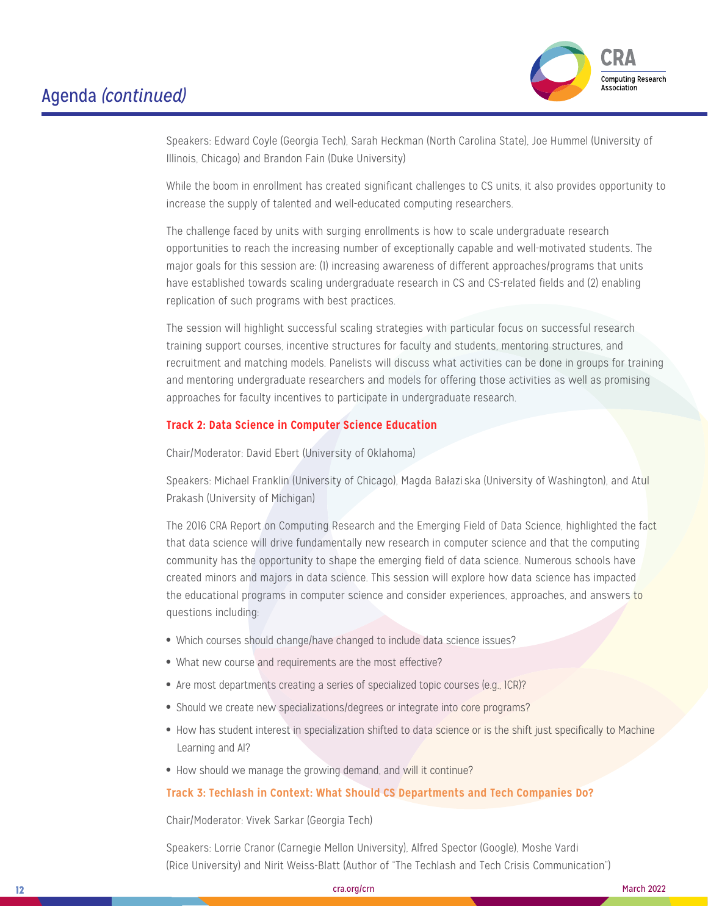## Agenda *(continued)*

Speakers: Edward Coyle (Georgia Tech), Sarah Heckman (North Carolina State), Joe Hummel (University of Illinois, Chicago) and Brandon Fain (Duke University)

While the boom in enrollment has created significant challenges to CS units, it also provides opportunity to increase the supply of talented and well-educated computing researchers.

The challenge faced by units with surging enrollments is how to scale undergraduate research opportunities to reach the increasing number of exceptionally capable and well-motivated students. The major goals for this session are: (1) increasing awareness of different approaches/programs that units have established towards scaling undergraduate research in CS and CS-related fields and (2) enabling replication of such programs with best practices.

The session will highlight successful scaling strategies with particular focus on successful research training support courses, incentive structures for faculty and students, mentoring structures, and recruitment and matching models. Panelists will discuss what activities can be done in groups for training and mentoring undergraduate researchers and models for offering those activities as well as promising approaches for faculty incentives to participate in undergraduate research.

**Track 2: Data Science in Computer Science Education**

Chair/Moderator: David Ebert (University of Oklahoma)

Speakers: Michael Franklin (University of Chicago), Magda Bałazi ska (University of Washington), and Atul Prakash (University of Michigan)

The 2016 CRA Report on Computing Research and the Emerging Field of Data Science, highlighted the fact that data science will drive fundamentally new research in computer science and that the computing community has the opportunity to shape the emerging field of data science. Numerous schools have created minors and majors in data science. This session will explore how data science has impacted the educational programs in computer science and consider experiences, approaches, and answers to questions including:

- Which courses should change/have changed to include data science issues?
- What new course and requirements are the most effective?
- Are most departments creating a series of specialized topic courses (e.g., 1CR)?
- Should we create new specializations/degrees or integrate into core programs?
- How has student interest in specialization shifted to data science or is the shift just specifically to Machine Learning and AI?
- How should we manage the growing demand, and will it continue?

**Track 3: Techlash in Context: What Should CS Departments and Tech Companies Do?**

Chair/Moderator: Vivek Sarkar (Georgia Tech)

Speakers: Lorrie Cranor (Carnegie Mellon University), Alfred Spector (Google), Moshe Vardi (Rice University) and Nirit Weiss-Blatt (Author of "The Techlash and Tech Crisis Communication")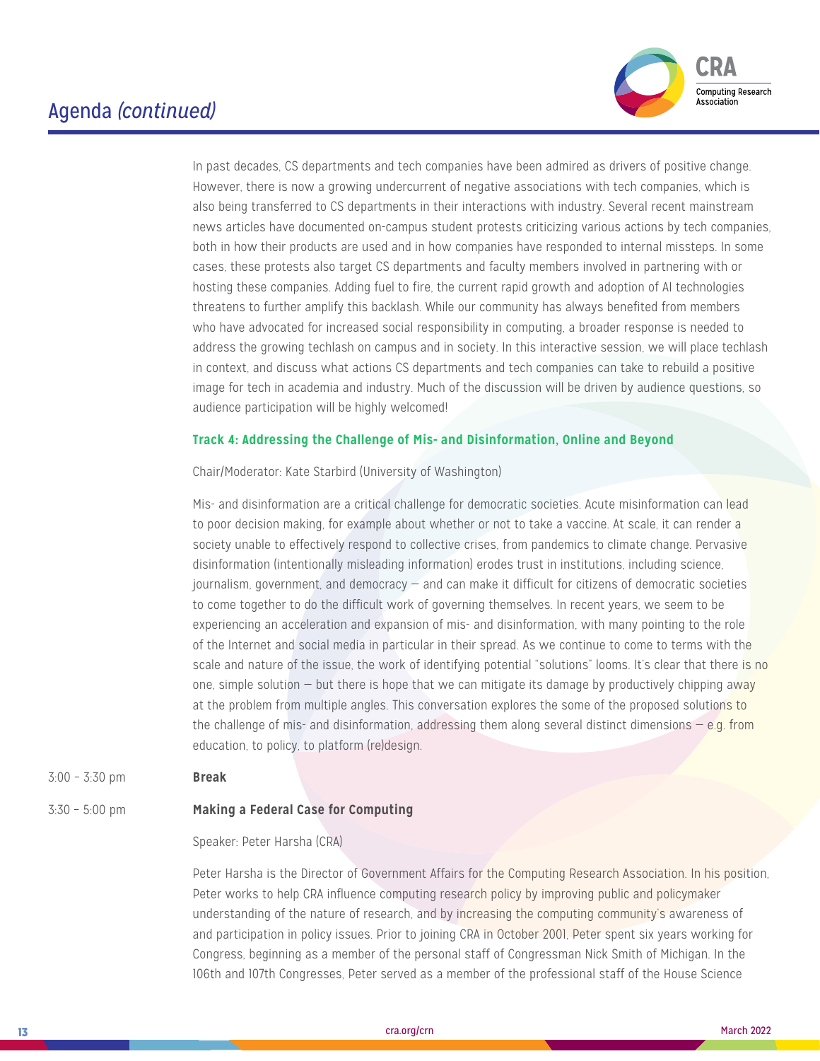## Agenda *(continued)*

In past decades, CS departments and tech companies have been admired as drivers of positive change. However, there is now a growing undercurrent of negative associations with tech companies, which is also being transferred to CS departments in their interactions with industry. Several recent mainstream news articles have documented on-campus student protests criticizing various actions by tech companies, both in how their products are used and in how companies have responded to internal missteps. In some cases, these protests also target CS departments and faculty members involved in partnering with or hosting these companies. Adding fuel to fire, the current rapid growth and adoption of AI technologies threatens to further amplify this backlash. While our community has always benefited from members who have advocated for increased social responsibility in computing, a broader response is needed to address the growing techlash on campus and in society. In this interactive session, we will place techlash in context, and discuss what actions CS departments and tech companies can take to rebuild a positive image for tech in academia and industry. Much of the discussion will be driven by audience questions, so audience participation will be highly welcomed!

**Track 4: Addressing the Challenge of Mis- and Disinformation, Online and Beyond**

Chair/Moderator: Kate Starbird (University of Washington)

Mis- and disinformation are a critical challenge for democratic societies. Acute misinformation can lead to poor decision making, for example about whether or not to take a vaccine. At scale, it can render a society unable to effectively respond to collective crises, from pandemics to climate change. Pervasive disinformation (intentionally misleading information) erodes trust in institutions, including science, journalism, government, and democracy — and can make it difficult for citizens of democratic societies to come together to do the difficult work of governing themselves. In recent years, we seem to be experiencing an acceleration and expansion of mis- and disinformation, with many pointing to the role of the Internet and social media in particular in their spread. As we continue to come to terms with the scale and nature of the issue, the work of identifying potential "solutions" looms. It's clear that there is no one, simple solution — but there is hope that we can mitigate its damage by productively chipping away at the problem from multiple angles. This conversation explores the some of the proposed solutions to the challenge of mis- and disinformation, addressing them along several distinct dimensions — e.g. from education, to policy, to platform (re)design.

3:00 – 3:30 pm **Break**

3:30 – 5:00 pm **Making a Federal Case for Computing**

Speaker: Peter Harsha (CRA)

Peter Harsha is the Director of Government Affairs for the Computing Research Association. In his position, Peter works to help CRA influence computing research policy by improving public and policymaker understanding of the nature of research, and by increasing the computing community's awareness of and participation in policy issues. Prior to joining CRA in October 2001, Peter spent six years working for Congress, beginning as a member of the personal staff of Congressman Nick Smith of Michigan. In the 106th and 107th Congresses, Peter served as a member of the professional staff of the House Science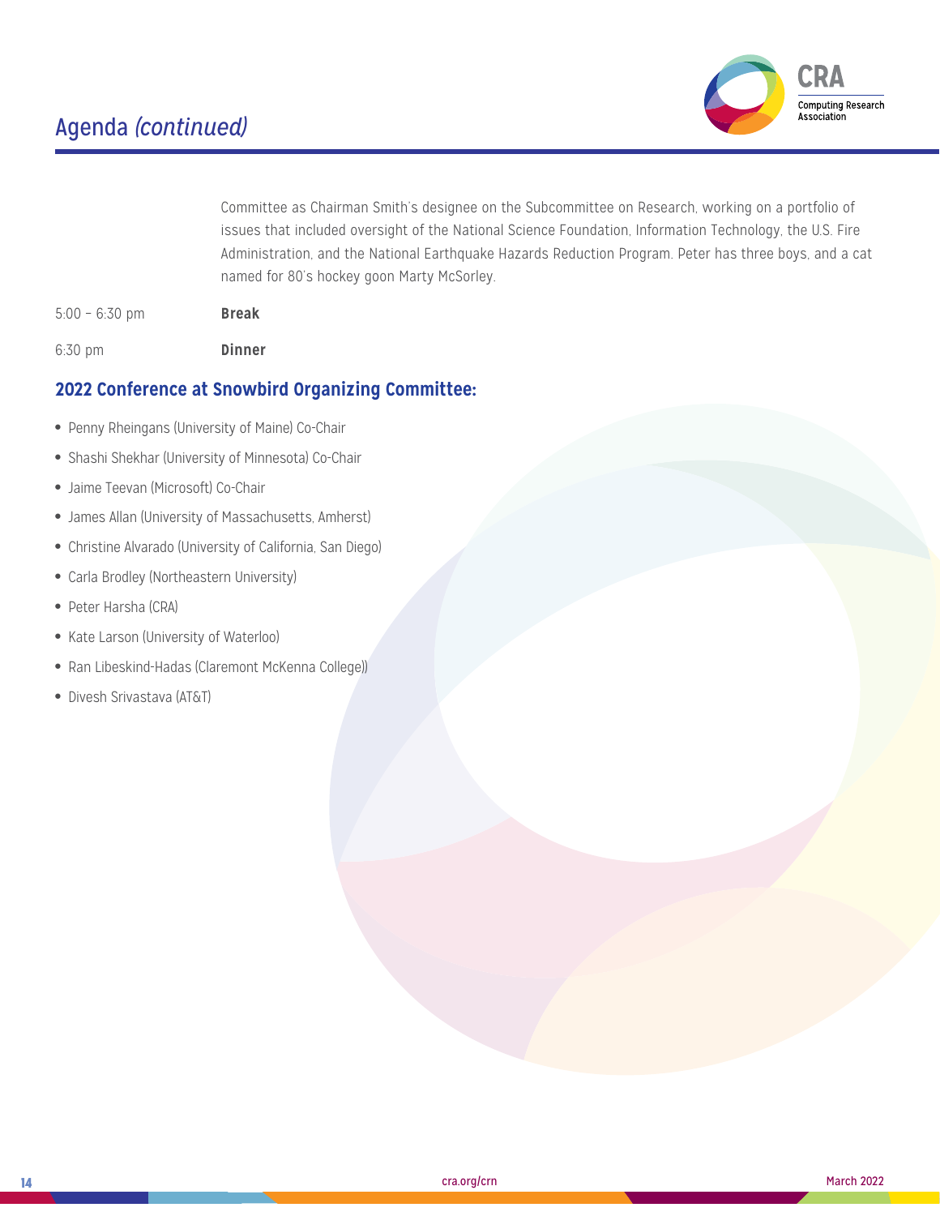## Agenda *(continued)*

Committee as Chairman Smith's designee on the Subcommittee on Research, working on a portfolio of issues that included oversight of the National Science Foundation, Information Technology, the U.S. Fire Administration, and the National Earthquake Hazards Reduction Program. Peter has three boys, and a cat named for 80's hockey goon Marty McSorley.

| | |
|---|---|
| 5:00 – 6:30 pm | **Break** |
| 6:30 pm | **Dinner** |

### 2022 Conference at Snowbird Organizing Committee:

- Penny Rheingans (University of Maine) Co-Chair
- Shashi Shekhar (University of Minnesota) Co-Chair
- Jaime Teevan (Microsoft) Co-Chair
- James Allan (University of Massachusetts, Amherst)
- Christine Alvarado (University of California, San Diego)
- Carla Brodley (Northeastern University)
- Peter Harsha (CRA)
- Kate Larson (University of Waterloo)
- Ran Libeskind-Hadas (Claremont McKenna College))
- Divesh Srivastava (AT&T)